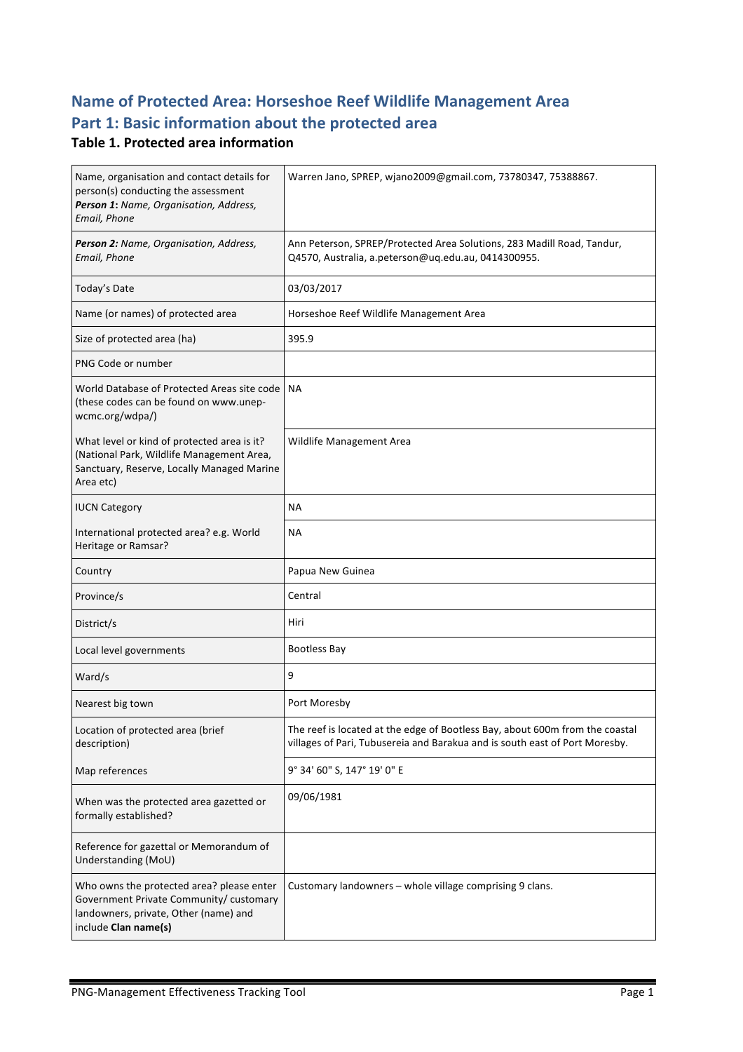# Name of Protected Area: Horseshoe Reef Wildlife Management Area

# Part 1: Basic information about the protected area

### Table 1. Protected area information

| | |
|---|---|
| Name, organisation and contact details for person(s) conducting the assessment ***Person 1**: Name, Organisation, Address, Email, Phone* | Warren Jano, SPREP, wjano2009@gmail.com, 73780347, 75388867. |
| ***Person 2**: Name, Organisation, Address, Email, Phone* | Ann Peterson, SPREP/Protected Area Solutions, 283 Madill Road, Tandur, Q4570, Australia, a.peterson@uq.edu.au, 0414300955. |
| Today's Date | 03/03/2017 |
| Name (or names) of protected area | Horseshoe Reef Wildlife Management Area |
| Size of protected area (ha) | 395.9 |
| PNG Code or number | |
| World Database of Protected Areas site code (these codes can be found on www.unep-wcmc.org/wdpa/) | NA |
| What level or kind of protected area is it? (National Park, Wildlife Management Area, Sanctuary, Reserve, Locally Managed Marine Area etc) | Wildlife Management Area |
| IUCN Category | NA |
| International protected area? e.g. World Heritage or Ramsar? | NA |
| Country | Papua New Guinea |
| Province/s | Central |
| District/s | Hiri |
| Local level governments | Bootless Bay |
| Ward/s | 9 |
| Nearest big town | Port Moresby |
| Location of protected area (brief description) | The reef is located at the edge of Bootless Bay, about 600m from the coastal villages of Pari, Tubusereia and Barakua and is south east of Port Moresby. |
| Map references | 9° 34' 60" S, 147° 19' 0" E |
| When was the protected area gazetted or formally established? | 09/06/1981 |
| Reference for gazettal or Memorandum of Understanding (MoU) | |
| Who owns the protected area? please enter Government Private Community/ customary landowners, private, Other (name) and include **Clan name(s)** | Customary landowners – whole village comprising 9 clans. |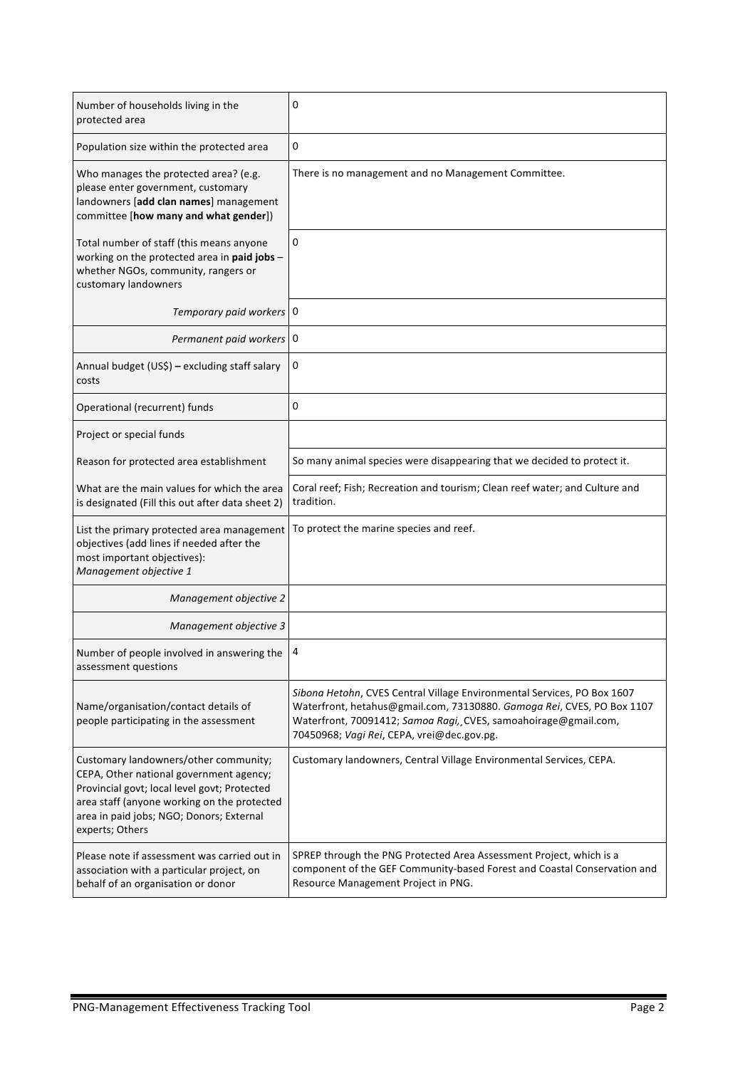| | |
|---|---|
| Number of households living in the protected area | 0 |
| Population size within the protected area | 0 |
| Who manages the protected area? (e.g. please enter government, customary landowners [**add clan names**] management committee [**how many and what gender**]) | There is no management and no Management Committee. |
| Total number of staff (this means anyone working on the protected area in **paid jobs** – whether NGOs, community, rangers or customary landowners | 0 |
| *Temporary paid workers* | 0 |
| *Permanent paid workers* | 0 |
| Annual budget (US$) **–** excluding staff salary costs | 0 |
| Operational (recurrent) funds | 0 |
| Project or special funds | |
| Reason for protected area establishment | So many animal species were disappearing that we decided to protect it. |
| What are the main values for which the area is designated (Fill this out after data sheet 2) | Coral reef; Fish; Recreation and tourism; Clean reef water; and Culture and tradition. |
| List the primary protected area management objectives (add lines if needed after the most important objectives): *Management objective 1* | To protect the marine species and reef. |
| *Management objective 2* | |
| *Management objective 3* | |
| Number of people involved in answering the assessment questions | 4 |
| Name/organisation/contact details of people participating in the assessment | *Sibona Hetohn*, CVES Central Village Environmental Services, PO Box 1607 Waterfront, hetahus@gmail.com, 73130880. *Gamoga Rei*, CVES, PO Box 1107 Waterfront, 70091412; *Samoa Ragi,*¸CVES, samoahoirage@gmail.com, 70450968; *Vagi Rei*, CEPA, vrei@dec.gov.pg. |
| Customary landowners/other community; CEPA, Other national government agency; Provincial govt; local level govt; Protected area staff (anyone working on the protected area in paid jobs; NGO; Donors; External experts; Others | Customary landowners, Central Village Environmental Services, CEPA. |
| Please note if assessment was carried out in association with a particular project, on behalf of an organisation or donor | SPREP through the PNG Protected Area Assessment Project, which is a component of the GEF Community-based Forest and Coastal Conservation and Resource Management Project in PNG. |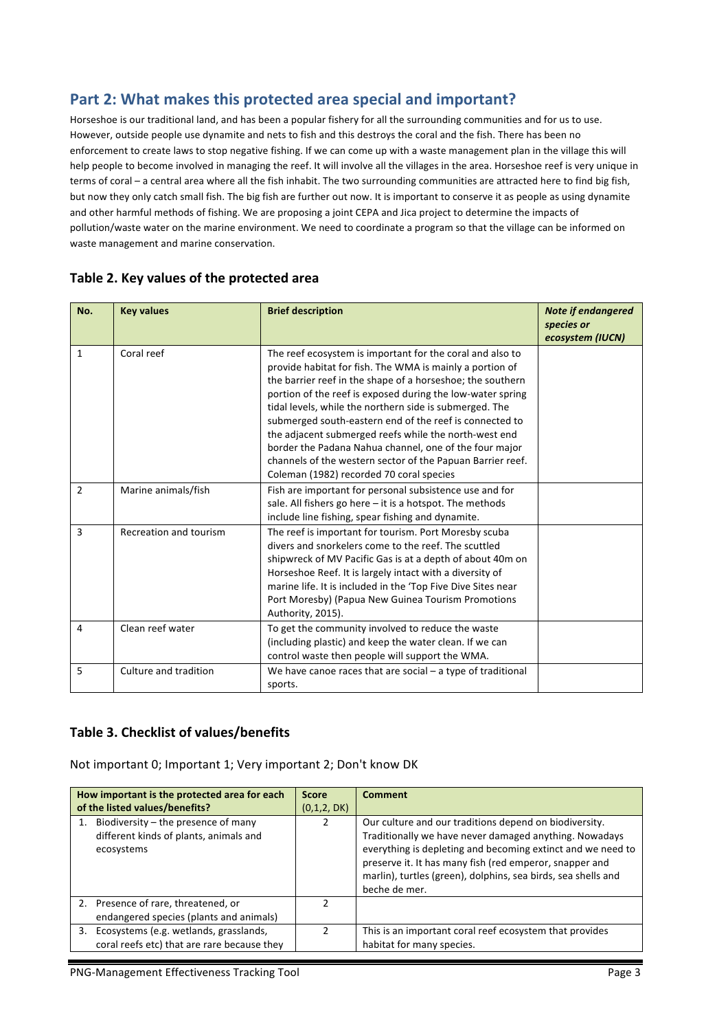## Part 2: What makes this protected area special and important?

Horseshoe is our traditional land, and has been a popular fishery for all the surrounding communities and for us to use. However, outside people use dynamite and nets to fish and this destroys the coral and the fish. There has been no enforcement to create laws to stop negative fishing. If we can come up with a waste management plan in the village this will help people to become involved in managing the reef. It will involve all the villages in the area. Horseshoe reef is very unique in terms of coral – a central area where all the fish inhabit. The two surrounding communities are attracted here to find big fish, but now they only catch small fish. The big fish are further out now. It is important to conserve it as people as using dynamite and other harmful methods of fishing. We are proposing a joint CEPA and Jica project to determine the impacts of pollution/waste water on the marine environment. We need to coordinate a program so that the village can be informed on waste management and marine conservation.

### Table 2. Key values of the protected area

| No. | Key values | Brief description | *Note if endangered species or ecosystem (IUCN)* |
|---|---|---|---|
| 1 | Coral reef | The reef ecosystem is important for the coral and also to provide habitat for fish. The WMA is mainly a portion of the barrier reef in the shape of a horseshoe; the southern portion of the reef is exposed during the low-water spring tidal levels, while the northern side is submerged. The submerged south-eastern end of the reef is connected to the adjacent submerged reefs while the north-west end border the Padana Nahua channel, one of the four major channels of the western sector of the Papuan Barrier reef. Coleman (1982) recorded 70 coral species | |
| 2 | Marine animals/fish | Fish are important for personal subsistence use and for sale. All fishers go here – it is a hotspot. The methods include line fishing, spear fishing and dynamite. | |
| 3 | Recreation and tourism | The reef is important for tourism. Port Moresby scuba divers and snorkelers come to the reef. The scuttled shipwreck of MV Pacific Gas is at a depth of about 40m on Horseshoe Reef. It is largely intact with a diversity of marine life. It is included in the 'Top Five Dive Sites near Port Moresby) (Papua New Guinea Tourism Promotions Authority, 2015). | |
| 4 | Clean reef water | To get the community involved to reduce the waste (including plastic) and keep the water clean. If we can control waste then people will support the WMA. | |
| 5 | Culture and tradition | We have canoe races that are social – a type of traditional sports. | |

### Table 3. Checklist of values/benefits

Not important 0; Important 1; Very important 2; Don't know DK

| How important is the protected area for each of the listed values/benefits? | Score (0,1,2, DK) | Comment |
|---|---|---|
| 1. Biodiversity – the presence of many different kinds of plants, animals and ecosystems | 2 | Our culture and our traditions depend on biodiversity. Traditionally we have never damaged anything. Nowadays everything is depleting and becoming extinct and we need to preserve it. It has many fish (red emperor, snapper and marlin), turtles (green), dolphins, sea birds, sea shells and beche de mer. |
| 2. Presence of rare, threatened, or endangered species (plants and animals) | 2 | |
| 3. Ecosystems (e.g. wetlands, grasslands, coral reefs etc) that are rare because they | 2 | This is an important coral reef ecosystem that provides habitat for many species. |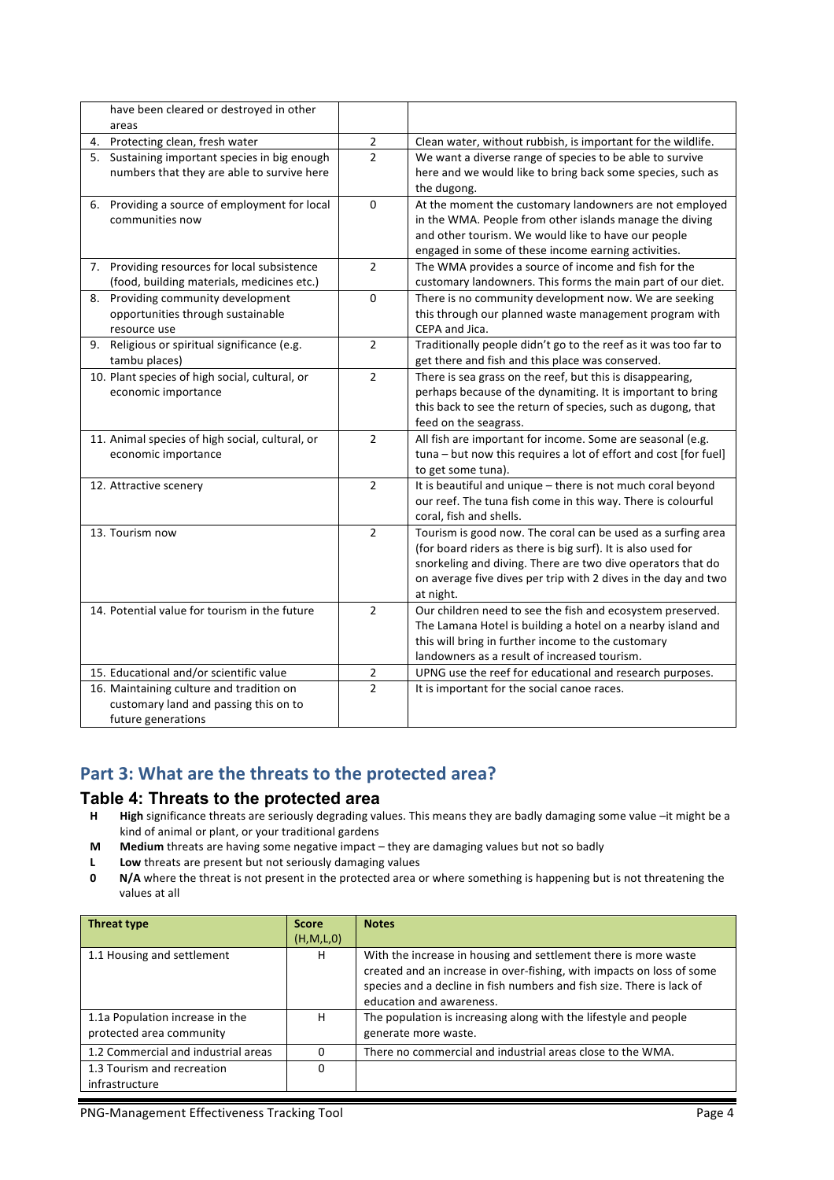| | | |
|---|---|---|
| have been cleared or destroyed in other areas | | |
| 4. Protecting clean, fresh water | 2 | Clean water, without rubbish, is important for the wildlife. |
| 5. Sustaining important species in big enough numbers that they are able to survive here | 2 | We want a diverse range of species to be able to survive here and we would like to bring back some species, such as the dugong. |
| 6. Providing a source of employment for local communities now | 0 | At the moment the customary landowners are not employed in the WMA. People from other islands manage the diving and other tourism. We would like to have our people engaged in some of these income earning activities. |
| 7. Providing resources for local subsistence (food, building materials, medicines etc.) | 2 | The WMA provides a source of income and fish for the customary landowners. This forms the main part of our diet. |
| 8. Providing community development opportunities through sustainable resource use | 0 | There is no community development now. We are seeking this through our planned waste management program with CEPA and Jica. |
| 9. Religious or spiritual significance (e.g. tambu places) | 2 | Traditionally people didn't go to the reef as it was too far to get there and fish and this place was conserved. |
| 10. Plant species of high social, cultural, or economic importance | 2 | There is sea grass on the reef, but this is disappearing, perhaps because of the dynamiting. It is important to bring this back to see the return of species, such as dugong, that feed on the seagrass. |
| 11. Animal species of high social, cultural, or economic importance | 2 | All fish are important for income. Some are seasonal (e.g. tuna – but now this requires a lot of effort and cost [for fuel] to get some tuna). |
| 12. Attractive scenery | 2 | It is beautiful and unique – there is not much coral beyond our reef. The tuna fish come in this way. There is colourful coral, fish and shells. |
| 13. Tourism now | 2 | Tourism is good now. The coral can be used as a surfing area (for board riders as there is big surf). It is also used for snorkeling and diving. There are two dive operators that do on average five dives per trip with 2 dives in the day and two at night. |
| 14. Potential value for tourism in the future | 2 | Our children need to see the fish and ecosystem preserved. The Lamana Hotel is building a hotel on a nearby island and this will bring in further income to the customary landowners as a result of increased tourism. |
| 15. Educational and/or scientific value | 2 | UPNG use the reef for educational and research purposes. |
| 16. Maintaining culture and tradition on customary land and passing this on to future generations | 2 | It is important for the social canoe races. |

## Part 3: What are the threats to the protected area?

### Table 4: Threats to the protected area

- **H** **High** significance threats are seriously degrading values. This means they are badly damaging some value –it might be a kind of animal or plant, or your traditional gardens
- **M** **Medium** threats are having some negative impact – they are damaging values but not so badly
- **L** **Low** threats are present but not seriously damaging values
- **0** **N/A** where the threat is not present in the protected area or where something is happening but is not threatening the values at all

| Threat type | Score (H,M,L,0) | Notes |
|---|---|---|
| 1.1 Housing and settlement | H | With the increase in housing and settlement there is more waste created and an increase in over-fishing, with impacts on loss of some species and a decline in fish numbers and fish size. There is lack of education and awareness. |
| 1.1a Population increase in the protected area community | H | The population is increasing along with the lifestyle and people generate more waste. |
| 1.2 Commercial and industrial areas | 0 | There no commercial and industrial areas close to the WMA. |
| 1.3 Tourism and recreation infrastructure | 0 | |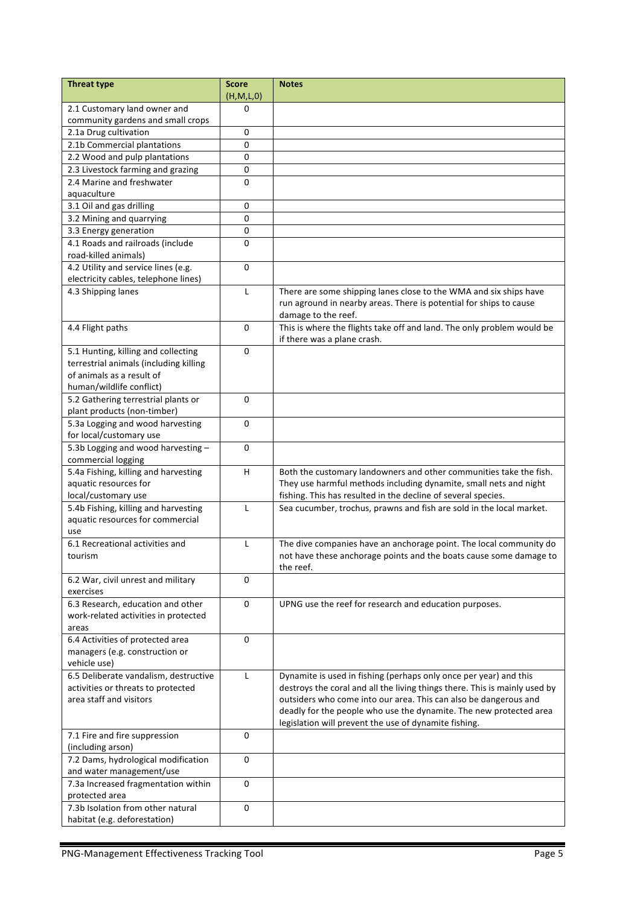| Threat type | Score (H,M,L,0) | Notes |
|---|---|---|
| 2.1 Customary land owner and community gardens and small crops | 0 | |
| 2.1a Drug cultivation | 0 | |
| 2.1b Commercial plantations | 0 | |
| 2.2 Wood and pulp plantations | 0 | |
| 2.3 Livestock farming and grazing | 0 | |
| 2.4 Marine and freshwater aquaculture | 0 | |
| 3.1 Oil and gas drilling | 0 | |
| 3.2 Mining and quarrying | 0 | |
| 3.3 Energy generation | 0 | |
| 4.1 Roads and railroads (include road-killed animals) | 0 | |
| 4.2 Utility and service lines (e.g. electricity cables, telephone lines) | 0 | |
| 4.3 Shipping lanes | L | There are some shipping lanes close to the WMA and six ships have run aground in nearby areas. There is potential for ships to cause damage to the reef. |
| 4.4 Flight paths | 0 | This is where the flights take off and land. The only problem would be if there was a plane crash. |
| 5.1 Hunting, killing and collecting terrestrial animals (including killing of animals as a result of human/wildlife conflict) | 0 | |
| 5.2 Gathering terrestrial plants or plant products (non-timber) | 0 | |
| 5.3a Logging and wood harvesting for local/customary use | 0 | |
| 5.3b Logging and wood harvesting – commercial logging | 0 | |
| 5.4a Fishing, killing and harvesting aquatic resources for local/customary use | H | Both the customary landowners and other communities take the fish. They use harmful methods including dynamite, small nets and night fishing. This has resulted in the decline of several species. |
| 5.4b Fishing, killing and harvesting aquatic resources for commercial use | L | Sea cucumber, trochus, prawns and fish are sold in the local market. |
| 6.1 Recreational activities and tourism | L | The dive companies have an anchorage point. The local community do not have these anchorage points and the boats cause some damage to the reef. |
| 6.2 War, civil unrest and military exercises | 0 | |
| 6.3 Research, education and other work-related activities in protected areas | 0 | UPNG use the reef for research and education purposes. |
| 6.4 Activities of protected area managers (e.g. construction or vehicle use) | 0 | |
| 6.5 Deliberate vandalism, destructive activities or threats to protected area staff and visitors | L | Dynamite is used in fishing (perhaps only once per year) and this destroys the coral and all the living things there. This is mainly used by outsiders who come into our area. This can also be dangerous and deadly for the people who use the dynamite. The new protected area legislation will prevent the use of dynamite fishing. |
| 7.1 Fire and fire suppression (including arson) | 0 | |
| 7.2 Dams, hydrological modification and water management/use | 0 | |
| 7.3a Increased fragmentation within protected area | 0 | |
| 7.3b Isolation from other natural habitat (e.g. deforestation) | 0 | |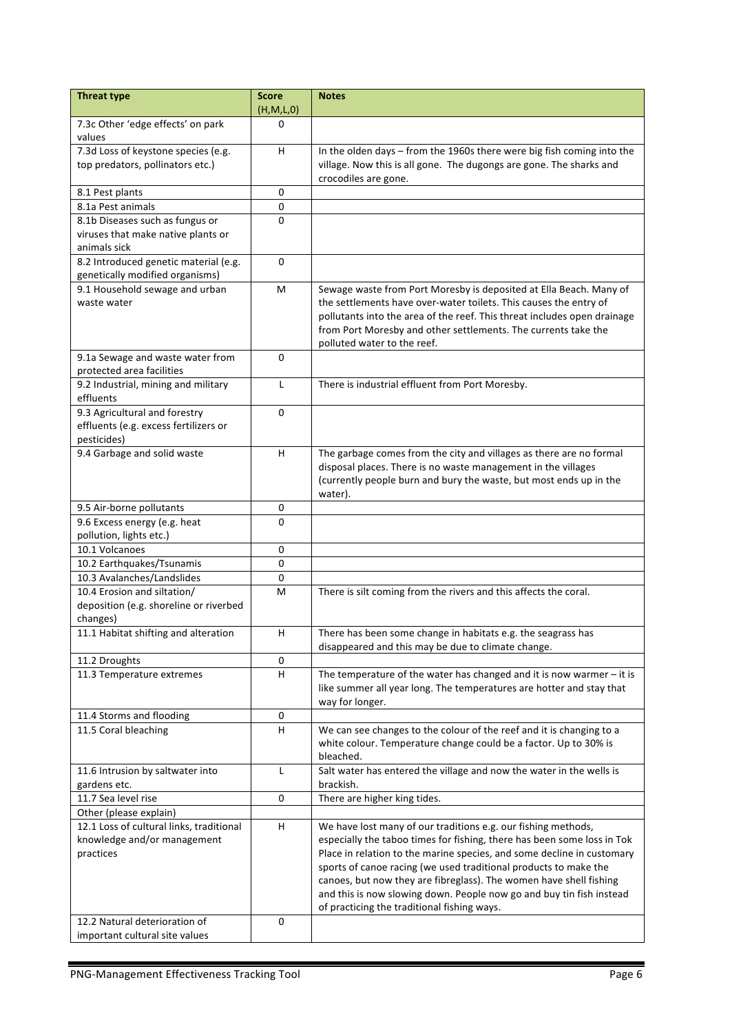| Threat type | Score (H,M,L,0) | Notes |
|---|---|---|
| 7.3c Other 'edge effects' on park values | 0 | |
| 7.3d Loss of keystone species (e.g. top predators, pollinators etc.) | H | In the olden days – from the 1960s there were big fish coming into the village. Now this is all gone. The dugongs are gone. The sharks and crocodiles are gone. |
| 8.1 Pest plants | 0 | |
| 8.1a Pest animals | 0 | |
| 8.1b Diseases such as fungus or viruses that make native plants or animals sick | 0 | |
| 8.2 Introduced genetic material (e.g. genetically modified organisms) | 0 | |
| 9.1 Household sewage and urban waste water | M | Sewage waste from Port Moresby is deposited at Ella Beach. Many of the settlements have over-water toilets. This causes the entry of pollutants into the area of the reef. This threat includes open drainage from Port Moresby and other settlements. The currents take the polluted water to the reef. |
| 9.1a Sewage and waste water from protected area facilities | 0 | |
| 9.2 Industrial, mining and military effluents | L | There is industrial effluent from Port Moresby. |
| 9.3 Agricultural and forestry effluents (e.g. excess fertilizers or pesticides) | 0 | |
| 9.4 Garbage and solid waste | H | The garbage comes from the city and villages as there are no formal disposal places. There is no waste management in the villages (currently people burn and bury the waste, but most ends up in the water). |
| 9.5 Air-borne pollutants | 0 | |
| 9.6 Excess energy (e.g. heat pollution, lights etc.) | 0 | |
| 10.1 Volcanoes | 0 | |
| 10.2 Earthquakes/Tsunamis | 0 | |
| 10.3 Avalanches/Landslides | 0 | |
| 10.4 Erosion and siltation/ deposition (e.g. shoreline or riverbed changes) | M | There is silt coming from the rivers and this affects the coral. |
| 11.1 Habitat shifting and alteration | H | There has been some change in habitats e.g. the seagrass has disappeared and this may be due to climate change. |
| 11.2 Droughts | 0 | |
| 11.3 Temperature extremes | H | The temperature of the water has changed and it is now warmer – it is like summer all year long. The temperatures are hotter and stay that way for longer. |
| 11.4 Storms and flooding | 0 | |
| 11.5 Coral bleaching | H | We can see changes to the colour of the reef and it is changing to a white colour. Temperature change could be a factor. Up to 30% is bleached. |
| 11.6 Intrusion by saltwater into gardens etc. | L | Salt water has entered the village and now the water in the wells is brackish. |
| 11.7 Sea level rise | 0 | There are higher king tides. |
| Other (please explain) | | |
| 12.1 Loss of cultural links, traditional knowledge and/or management practices | H | We have lost many of our traditions e.g. our fishing methods, especially the taboo times for fishing, there has been some loss in Tok Place in relation to the marine species, and some decline in customary sports of canoe racing (we used traditional products to make the canoes, but now they are fibreglass). The women have shell fishing and this is now slowing down. People now go and buy tin fish instead of practicing the traditional fishing ways. |
| 12.2 Natural deterioration of important cultural site values | 0 | |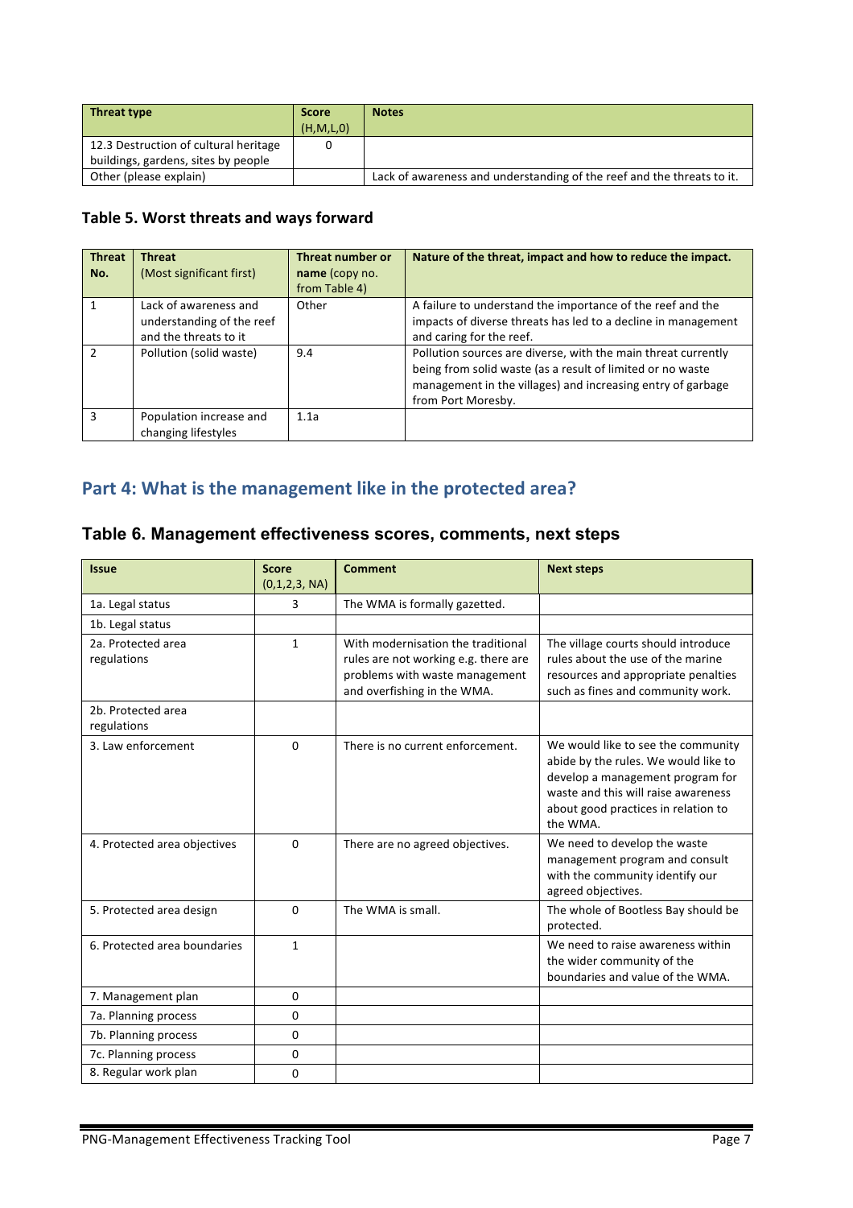| Threat type | Score (H,M,L,0) | Notes |
|---|---|---|
| 12.3 Destruction of cultural heritage buildings, gardens, sites by people | 0 | |
| Other (please explain) | | Lack of awareness and understanding of the reef and the threats to it. |

### Table 5. Worst threats and ways forward

| Threat No. | Threat (Most significant first) | Threat number or **name** (copy no. from Table 4) | Nature of the threat, impact and how to reduce the impact. |
|---|---|---|---|
| 1 | Lack of awareness and understanding of the reef and the threats to it | Other | A failure to understand the importance of the reef and the impacts of diverse threats has led to a decline in management and caring for the reef. |
| 2 | Pollution (solid waste) | 9.4 | Pollution sources are diverse, with the main threat currently being from solid waste (as a result of limited or no waste management in the villages) and increasing entry of garbage from Port Moresby. |
| 3 | Population increase and changing lifestyles | 1.1a | |

## Part 4: What is the management like in the protected area?

### Table 6. Management effectiveness scores, comments, next steps

| Issue | Score (0,1,2,3, NA) | Comment | Next steps |
|---|---|---|---|
| 1a. Legal status | 3 | The WMA is formally gazetted. | |
| 1b. Legal status | | | |
| 2a. Protected area regulations | 1 | With modernisation the traditional rules are not working e.g. there are problems with waste management and overfishing in the WMA. | The village courts should introduce rules about the use of the marine resources and appropriate penalties such as fines and community work. |
| 2b. Protected area regulations | | | |
| 3. Law enforcement | 0 | There is no current enforcement. | We would like to see the community abide by the rules. We would like to develop a management program for waste and this will raise awareness about good practices in relation to the WMA. |
| 4. Protected area objectives | 0 | There are no agreed objectives. | We need to develop the waste management program and consult with the community identify our agreed objectives. |
| 5. Protected area design | 0 | The WMA is small. | The whole of Bootless Bay should be protected. |
| 6. Protected area boundaries | 1 | | We need to raise awareness within the wider community of the boundaries and value of the WMA. |
| 7. Management plan | 0 | | |
| 7a. Planning process | 0 | | |
| 7b. Planning process | 0 | | |
| 7c. Planning process | 0 | | |
| 8. Regular work plan | 0 | | |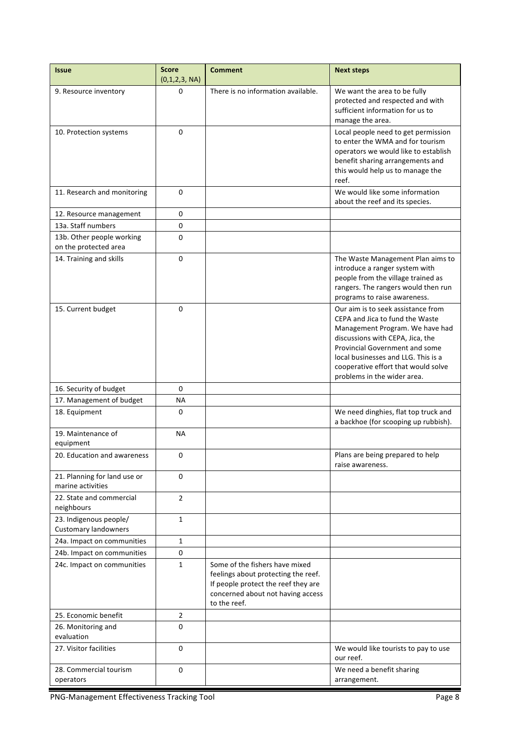| Issue | Score (0,1,2,3, NA) | Comment | Next steps |
|---|---|---|---|
| 9. Resource inventory | 0 | There is no information available. | We want the area to be fully protected and respected and with sufficient information for us to manage the area. |
| 10. Protection systems | 0 | | Local people need to get permission to enter the WMA and for tourism operators we would like to establish benefit sharing arrangements and this would help us to manage the reef. |
| 11. Research and monitoring | 0 | | We would like some information about the reef and its species. |
| 12. Resource management | 0 | | |
| 13a. Staff numbers | 0 | | |
| 13b. Other people working on the protected area | 0 | | |
| 14. Training and skills | 0 | | The Waste Management Plan aims to introduce a ranger system with people from the village trained as rangers. The rangers would then run programs to raise awareness. |
| 15. Current budget | 0 | | Our aim is to seek assistance from CEPA and Jica to fund the Waste Management Program. We have had discussions with CEPA, Jica, the Provincial Government and some local businesses and LLG. This is a cooperative effort that would solve problems in the wider area. |
| 16. Security of budget | 0 | | |
| 17. Management of budget | NA | | |
| 18. Equipment | 0 | | We need dinghies, flat top truck and a backhoe (for scooping up rubbish). |
| 19. Maintenance of equipment | NA | | |
| 20. Education and awareness | 0 | | Plans are being prepared to help raise awareness. |
| 21. Planning for land use or marine activities | 0 | | |
| 22. State and commercial neighbours | 2 | | |
| 23. Indigenous people/ Customary landowners | 1 | | |
| 24a. Impact on communities | 1 | | |
| 24b. Impact on communities | 0 | | |
| 24c. Impact on communities | 1 | Some of the fishers have mixed feelings about protecting the reef. If people protect the reef they are concerned about not having access to the reef. | |
| 25. Economic benefit | 2 | | |
| 26. Monitoring and evaluation | 0 | | |
| 27. Visitor facilities | 0 | | We would like tourists to pay to use our reef. |
| 28. Commercial tourism operators | 0 | | We need a benefit sharing arrangement. |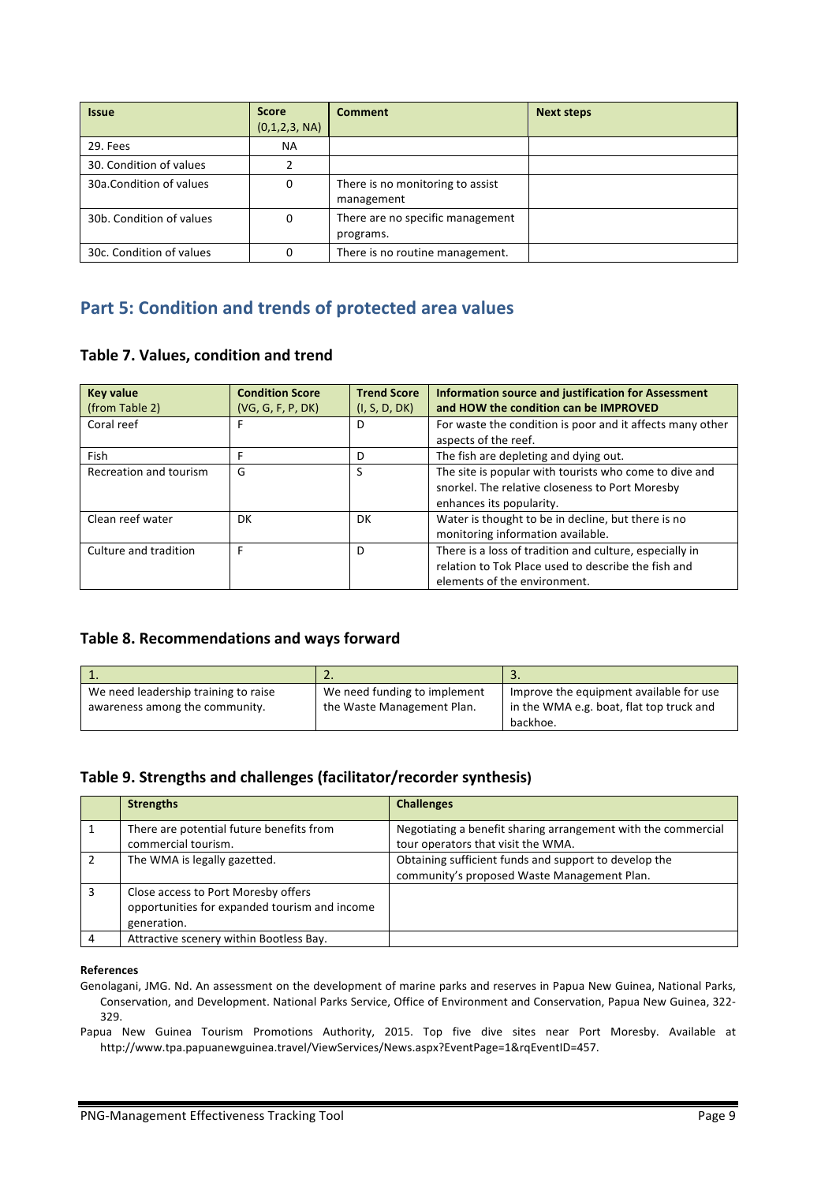| Issue | Score (0,1,2,3, NA) | Comment | Next steps |
|---|---|---|---|
| 29. Fees | NA | | |
| 30. Condition of values | 2 | | |
| 30a.Condition of values | 0 | There is no monitoring to assist management | |
| 30b. Condition of values | 0 | There are no specific management programs. | |
| 30c. Condition of values | 0 | There is no routine management. | |

## Part 5: Condition and trends of protected area values

### Table 7. Values, condition and trend

| Key value (from Table 2) | Condition Score (VG, G, F, P, DK) | Trend Score (I, S, D, DK) | Information source and justification for Assessment and HOW the condition can be IMPROVED |
|---|---|---|---|
| Coral reef | F | D | For waste the condition is poor and it affects many other aspects of the reef. |
| Fish | F | D | The fish are depleting and dying out. |
| Recreation and tourism | G | S | The site is popular with tourists who come to dive and snorkel. The relative closeness to Port Moresby enhances its popularity. |
| Clean reef water | DK | DK | Water is thought to be in decline, but there is no monitoring information available. |
| Culture and tradition | F | D | There is a loss of tradition and culture, especially in relation to Tok Place used to describe the fish and elements of the environment. |

### Table 8. Recommendations and ways forward

| 1. | 2. | 3. |
|---|---|---|
| We need leadership training to raise awareness among the community. | We need funding to implement the Waste Management Plan. | Improve the equipment available for use in the WMA e.g. boat, flat top truck and backhoe. |

### Table 9. Strengths and challenges (facilitator/recorder synthesis)

| | Strengths | Challenges |
|---|---|---|
| 1 | There are potential future benefits from commercial tourism. | Negotiating a benefit sharing arrangement with the commercial tour operators that visit the WMA. |
| 2 | The WMA is legally gazetted. | Obtaining sufficient funds and support to develop the community's proposed Waste Management Plan. |
| 3 | Close access to Port Moresby offers opportunities for expanded tourism and income generation. | |
| 4 | Attractive scenery within Bootless Bay. | |

**References**

Genolagani, JMG. Nd. An assessment on the development of marine parks and reserves in Papua New Guinea, National Parks, Conservation, and Development. National Parks Service, Office of Environment and Conservation, Papua New Guinea, 322-329.

Papua New Guinea Tourism Promotions Authority, 2015. Top five dive sites near Port Moresby. Available at http://www.tpa.papuanewguinea.travel/ViewServices/News.aspx?EventPage=1&rqEventID=457.